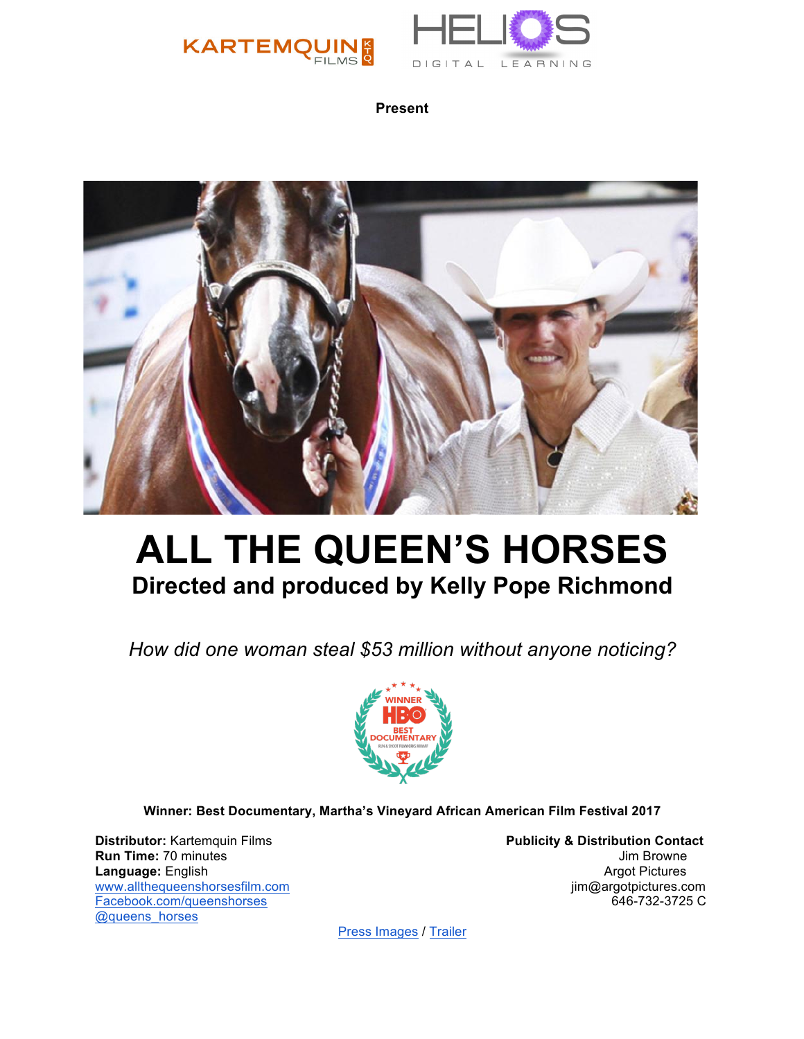KARTEMQUIN FILMS HELIOS DIGITAL LEARNING

**Present**

# ALL THE QUEEN'S HORSES

## Directed and produced by Kelly Pope Richmond

*How did one woman steal $53 million without anyone noticing?*

WINNER HBO BEST DOCUMENTARY

**Winner: Best Documentary, Martha's Vineyard African American Film Festival 2017**

**Distributor:** Kartemquin Films
**Run Time:** 70 minutes
**Language:** English
www.allthequeenshorsesfilm.com
Facebook.com/queenshorses
@queens_horses

**Publicity & Distribution Contact**
Jim Browne
Argot Pictures
jim@argotpictures.com
646-732-3725 C

Press Images / Trailer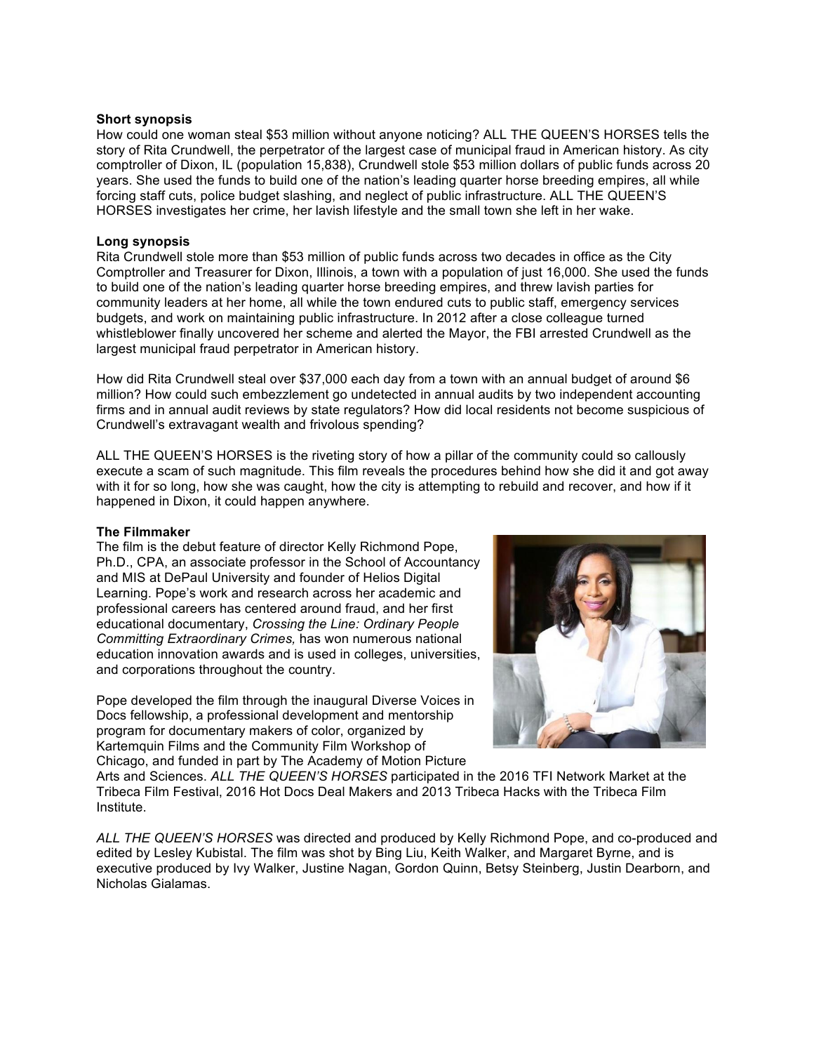**Short synopsis**

How could one woman steal $53 million without anyone noticing? ALL THE QUEEN'S HORSES tells the story of Rita Crundwell, the perpetrator of the largest case of municipal fraud in American history. As city comptroller of Dixon, IL (population 15,838), Crundwell stole $53 million dollars of public funds across 20 years. She used the funds to build one of the nation's leading quarter horse breeding empires, all while forcing staff cuts, police budget slashing, and neglect of public infrastructure. ALL THE QUEEN'S HORSES investigates her crime, her lavish lifestyle and the small town she left in her wake.

**Long synopsis**

Rita Crundwell stole more than $53 million of public funds across two decades in office as the City Comptroller and Treasurer for Dixon, Illinois, a town with a population of just 16,000. She used the funds to build one of the nation's leading quarter horse breeding empires, and threw lavish parties for community leaders at her home, all while the town endured cuts to public staff, emergency services budgets, and work on maintaining public infrastructure. In 2012 after a close colleague turned whistleblower finally uncovered her scheme and alerted the Mayor, the FBI arrested Crundwell as the largest municipal fraud perpetrator in American history.

How did Rita Crundwell steal over $37,000 each day from a town with an annual budget of around $6 million? How could such embezzlement go undetected in annual audits by two independent accounting firms and in annual audit reviews by state regulators? How did local residents not become suspicious of Crundwell's extravagant wealth and frivolous spending?

ALL THE QUEEN'S HORSES is the riveting story of how a pillar of the community could so callously execute a scam of such magnitude. This film reveals the procedures behind how she did it and got away with it for so long, how she was caught, how the city is attempting to rebuild and recover, and how if it happened in Dixon, it could happen anywhere.

**The Filmmaker**

The film is the debut feature of director Kelly Richmond Pope, Ph.D., CPA, an associate professor in the School of Accountancy and MIS at DePaul University and founder of Helios Digital Learning. Pope's work and research across her academic and professional careers has centered around fraud, and her first educational documentary, *Crossing the Line: Ordinary People Committing Extraordinary Crimes,* has won numerous national education innovation awards and is used in colleges, universities, and corporations throughout the country.

Pope developed the film through the inaugural Diverse Voices in Docs fellowship, a professional development and mentorship program for documentary makers of color, organized by Kartemquin Films and the Community Film Workshop of Chicago, and funded in part by The Academy of Motion Picture Arts and Sciences. *ALL THE QUEEN'S HORSES* participated in the 2016 TFI Network Market at the Tribeca Film Festival, 2016 Hot Docs Deal Makers and 2013 Tribeca Hacks with the Tribeca Film Institute.

*ALL THE QUEEN'S HORSES* was directed and produced by Kelly Richmond Pope, and co-produced and edited by Lesley Kubistal. The film was shot by Bing Liu, Keith Walker, and Margaret Byrne, and is executive produced by Ivy Walker, Justine Nagan, Gordon Quinn, Betsy Steinberg, Justin Dearborn, and Nicholas Gialamas.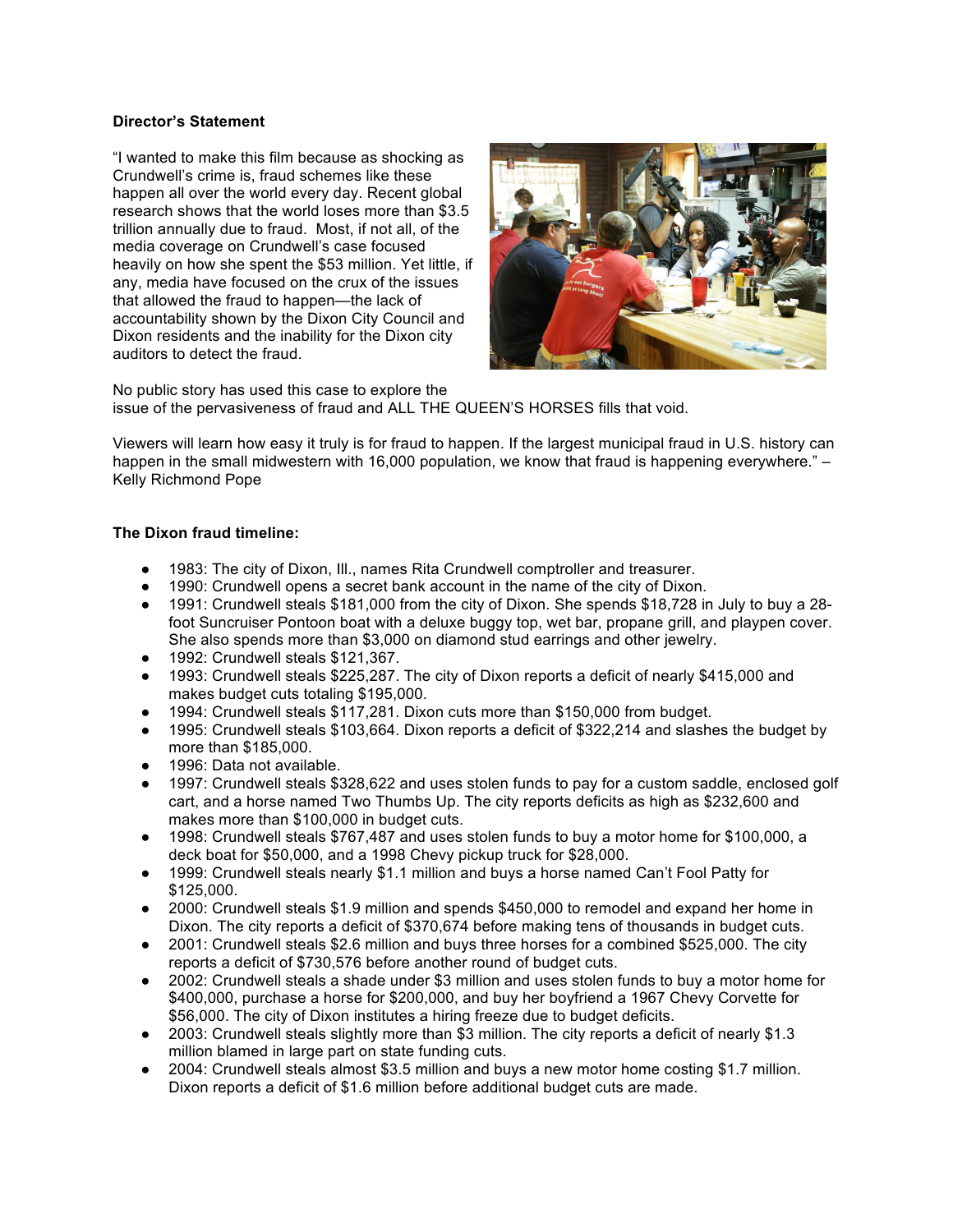**Director's Statement**

"I wanted to make this film because as shocking as Crundwell's crime is, fraud schemes like these happen all over the world every day. Recent global research shows that the world loses more than $3.5 trillion annually due to fraud. Most, if not all, of the media coverage on Crundwell's case focused heavily on how she spent the $53 million. Yet little, if any, media have focused on the crux of the issues that allowed the fraud to happen—the lack of accountability shown by the Dixon City Council and Dixon residents and the inability for the Dixon city auditors to detect the fraud.

No public story has used this case to explore the issue of the pervasiveness of fraud and ALL THE QUEEN'S HORSES fills that void.

Viewers will learn how easy it truly is for fraud to happen. If the largest municipal fraud in U.S. history can happen in the small midwestern with 16,000 population, we know that fraud is happening everywhere." – Kelly Richmond Pope

**The Dixon fraud timeline:**

- 1983: The city of Dixon, Ill., names Rita Crundwell comptroller and treasurer.
- 1990: Crundwell opens a secret bank account in the name of the city of Dixon.
- 1991: Crundwell steals $181,000 from the city of Dixon. She spends $18,728 in July to buy a 28-foot Suncruiser Pontoon boat with a deluxe buggy top, wet bar, propane grill, and playpen cover. She also spends more than $3,000 on diamond stud earrings and other jewelry.
- 1992: Crundwell steals $121,367.
- 1993: Crundwell steals $225,287. The city of Dixon reports a deficit of nearly $415,000 and makes budget cuts totaling $195,000.
- 1994: Crundwell steals $117,281. Dixon cuts more than $150,000 from budget.
- 1995: Crundwell steals $103,664. Dixon reports a deficit of $322,214 and slashes the budget by more than $185,000.
- 1996: Data not available.
- 1997: Crundwell steals $328,622 and uses stolen funds to pay for a custom saddle, enclosed golf cart, and a horse named Two Thumbs Up. The city reports deficits as high as $232,600 and makes more than $100,000 in budget cuts.
- 1998: Crundwell steals $767,487 and uses stolen funds to buy a motor home for $100,000, a deck boat for $50,000, and a 1998 Chevy pickup truck for $28,000.
- 1999: Crundwell steals nearly $1.1 million and buys a horse named Can't Fool Patty for $125,000.
- 2000: Crundwell steals $1.9 million and spends $450,000 to remodel and expand her home in Dixon. The city reports a deficit of $370,674 before making tens of thousands in budget cuts.
- 2001: Crundwell steals $2.6 million and buys three horses for a combined $525,000. The city reports a deficit of $730,576 before another round of budget cuts.
- 2002: Crundwell steals a shade under $3 million and uses stolen funds to buy a motor home for $400,000, purchase a horse for $200,000, and buy her boyfriend a 1967 Chevy Corvette for $56,000. The city of Dixon institutes a hiring freeze due to budget deficits.
- 2003: Crundwell steals slightly more than $3 million. The city reports a deficit of nearly $1.3 million blamed in large part on state funding cuts.
- 2004: Crundwell steals almost $3.5 million and buys a new motor home costing $1.7 million. Dixon reports a deficit of $1.6 million before additional budget cuts are made.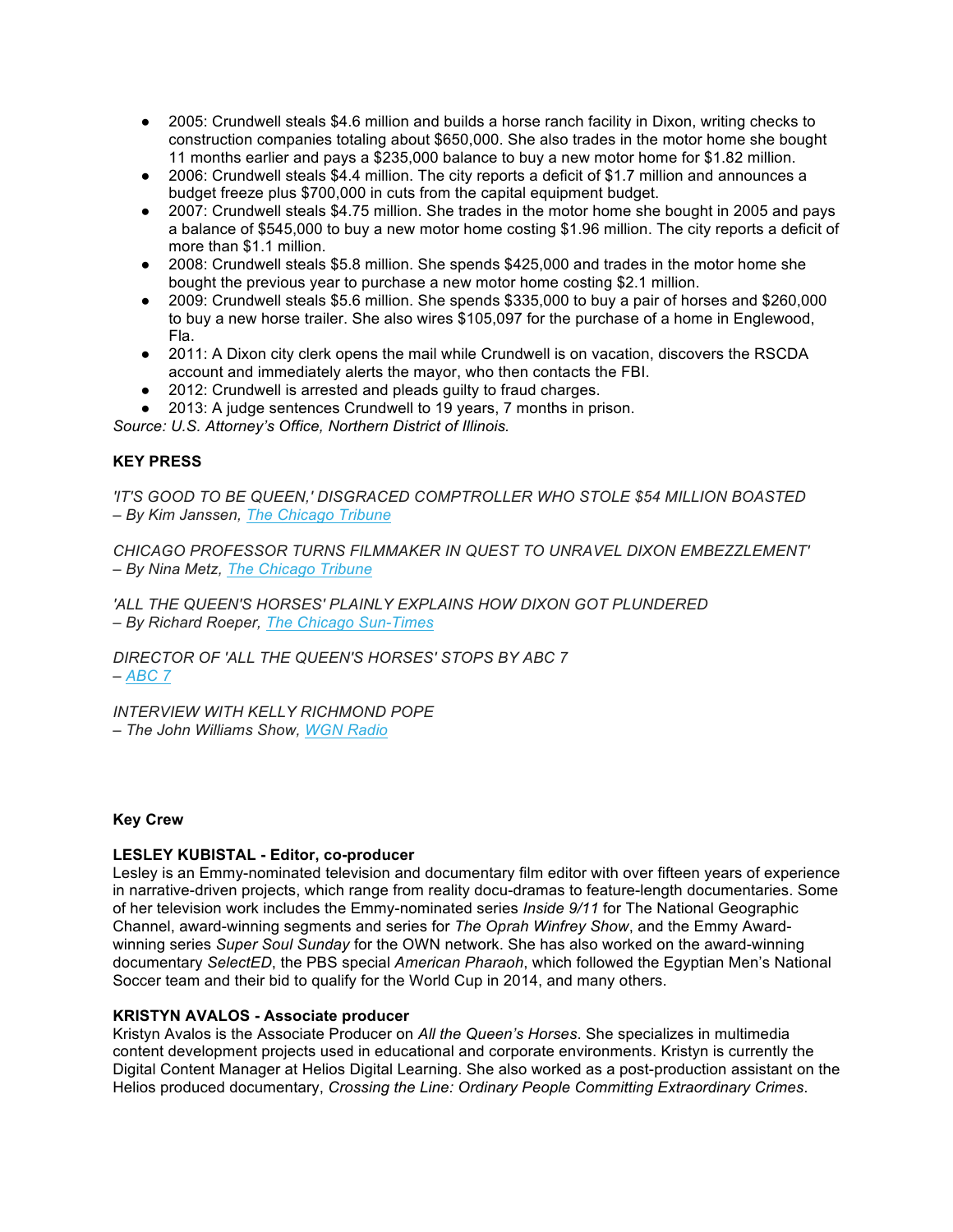- 2005: Crundwell steals $4.6 million and builds a horse ranch facility in Dixon, writing checks to construction companies totaling about $650,000. She also trades in the motor home she bought 11 months earlier and pays a $235,000 balance to buy a new motor home for $1.82 million.
- 2006: Crundwell steals $4.4 million. The city reports a deficit of $1.7 million and announces a budget freeze plus $700,000 in cuts from the capital equipment budget.
- 2007: Crundwell steals $4.75 million. She trades in the motor home she bought in 2005 and pays a balance of $545,000 to buy a new motor home costing $1.96 million. The city reports a deficit of more than $1.1 million.
- 2008: Crundwell steals $5.8 million. She spends $425,000 and trades in the motor home she bought the previous year to purchase a new motor home costing $2.1 million.
- 2009: Crundwell steals $5.6 million. She spends $335,000 to buy a pair of horses and $260,000 to buy a new horse trailer. She also wires $105,097 for the purchase of a home in Englewood, Fla.
- 2011: A Dixon city clerk opens the mail while Crundwell is on vacation, discovers the RSCDA account and immediately alerts the mayor, who then contacts the FBI.
- 2012: Crundwell is arrested and pleads guilty to fraud charges.
- 2013: A judge sentences Crundwell to 19 years, 7 months in prison.

*Source: U.S. Attorney's Office, Northern District of Illinois.*

**KEY PRESS**

*'IT'S GOOD TO BE QUEEN,' DISGRACED COMPTROLLER WHO STOLE $54 MILLION BOASTED*
*– By Kim Janssen, [The Chicago Tribune]*

*CHICAGO PROFESSOR TURNS FILMMAKER IN QUEST TO UNRAVEL DIXON EMBEZZLEMENT'*
*– By Nina Metz, [The Chicago Tribune]*

*'ALL THE QUEEN'S HORSES' PLAINLY EXPLAINS HOW DIXON GOT PLUNDERED*
*– By Richard Roeper, [The Chicago Sun-Times]*

*DIRECTOR OF 'ALL THE QUEEN'S HORSES' STOPS BY ABC 7*
*– [ABC 7]*

*INTERVIEW WITH KELLY RICHMOND POPE*
*– The John Williams Show, [WGN Radio]*

**Key Crew**

**LESLEY KUBISTAL - Editor, co-producer**
Lesley is an Emmy-nominated television and documentary film editor with over fifteen years of experience in narrative-driven projects, which range from reality docu-dramas to feature-length documentaries. Some of her television work includes the Emmy-nominated series *Inside 9/11* for The National Geographic Channel, award-winning segments and series for *The Oprah Winfrey Show*, and the Emmy Award-winning series *Super Soul Sunday* for the OWN network. She has also worked on the award-winning documentary *SelectED*, the PBS special *American Pharaoh*, which followed the Egyptian Men's National Soccer team and their bid to qualify for the World Cup in 2014, and many others.

**KRISTYN AVALOS - Associate producer**
Kristyn Avalos is the Associate Producer on *All the Queen's Horses*. She specializes in multimedia content development projects used in educational and corporate environments. Kristyn is currently the Digital Content Manager at Helios Digital Learning. She also worked as a post-production assistant on the Helios produced documentary, *Crossing the Line: Ordinary People Committing Extraordinary Crimes*.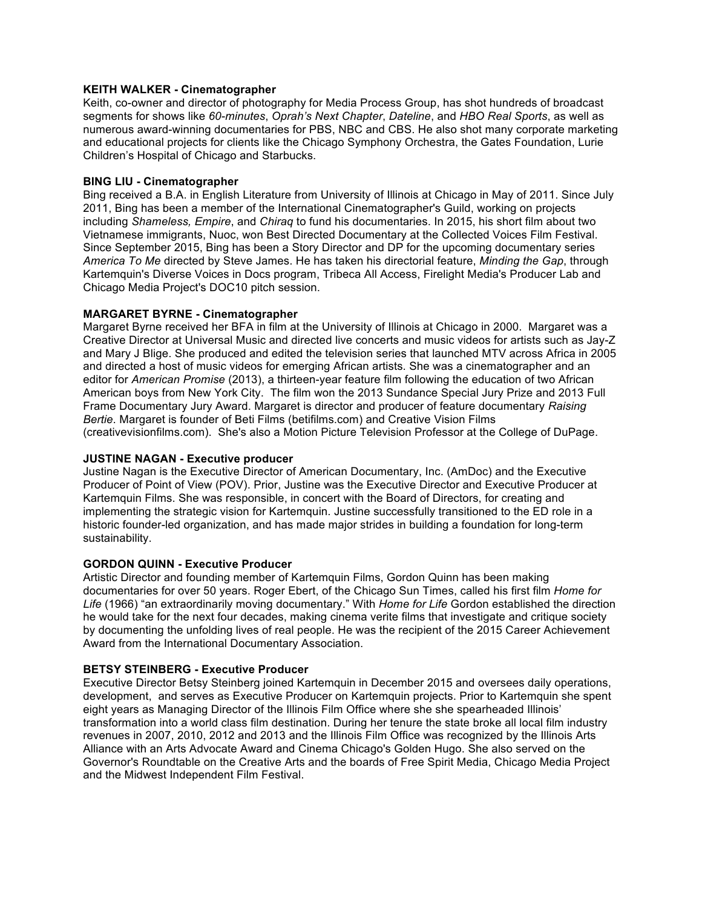**KEITH WALKER - Cinematographer**
Keith, co-owner and director of photography for Media Process Group, has shot hundreds of broadcast segments for shows like *60-minutes*, *Oprah's Next Chapter*, *Dateline*, and *HBO Real Sports*, as well as numerous award-winning documentaries for PBS, NBC and CBS. He also shot many corporate marketing and educational projects for clients like the Chicago Symphony Orchestra, the Gates Foundation, Lurie Children's Hospital of Chicago and Starbucks.

**BING LIU - Cinematographer**
Bing received a B.A. in English Literature from University of Illinois at Chicago in May of 2011. Since July 2011, Bing has been a member of the International Cinematographer's Guild, working on projects including *Shameless, Empire*, and *Chiraq* to fund his documentaries. In 2015, his short film about two Vietnamese immigrants, Nuoc, won Best Directed Documentary at the Collected Voices Film Festival. Since September 2015, Bing has been a Story Director and DP for the upcoming documentary series *America To Me* directed by Steve James. He has taken his directorial feature, *Minding the Gap*, through Kartemquin's Diverse Voices in Docs program, Tribeca All Access, Firelight Media's Producer Lab and Chicago Media Project's DOC10 pitch session.

**MARGARET BYRNE - Cinematographer**
Margaret Byrne received her BFA in film at the University of Illinois at Chicago in 2000. Margaret was a Creative Director at Universal Music and directed live concerts and music videos for artists such as Jay-Z and Mary J Blige. She produced and edited the television series that launched MTV across Africa in 2005 and directed a host of music videos for emerging African artists. She was a cinematographer and an editor for *American Promise* (2013), a thirteen-year feature film following the education of two African American boys from New York City. The film won the 2013 Sundance Special Jury Prize and 2013 Full Frame Documentary Jury Award. Margaret is director and producer of feature documentary *Raising Bertie*. Margaret is founder of Beti Films (betifilms.com) and Creative Vision Films (creativevisionfilms.com). She's also a Motion Picture Television Professor at the College of DuPage.

**JUSTINE NAGAN - Executive producer**
Justine Nagan is the Executive Director of American Documentary, Inc. (AmDoc) and the Executive Producer of Point of View (POV). Prior, Justine was the Executive Director and Executive Producer at Kartemquin Films. She was responsible, in concert with the Board of Directors, for creating and implementing the strategic vision for Kartemquin. Justine successfully transitioned to the ED role in a historic founder-led organization, and has made major strides in building a foundation for long-term sustainability.

**GORDON QUINN - Executive Producer**
Artistic Director and founding member of Kartemquin Films, Gordon Quinn has been making documentaries for over 50 years. Roger Ebert, of the Chicago Sun Times, called his first film *Home for Life* (1966) "an extraordinarily moving documentary." With *Home for Life* Gordon established the direction he would take for the next four decades, making cinema verite films that investigate and critique society by documenting the unfolding lives of real people. He was the recipient of the 2015 Career Achievement Award from the International Documentary Association.

**BETSY STEINBERG - Executive Producer**
Executive Director Betsy Steinberg joined Kartemquin in December 2015 and oversees daily operations, development, and serves as Executive Producer on Kartemquin projects. Prior to Kartemquin she spent eight years as Managing Director of the Illinois Film Office where she she spearheaded Illinois' transformation into a world class film destination. During her tenure the state broke all local film industry revenues in 2007, 2010, 2012 and 2013 and the Illinois Film Office was recognized by the Illinois Arts Alliance with an Arts Advocate Award and Cinema Chicago's Golden Hugo. She also served on the Governor's Roundtable on the Creative Arts and the boards of Free Spirit Media, Chicago Media Project and the Midwest Independent Film Festival.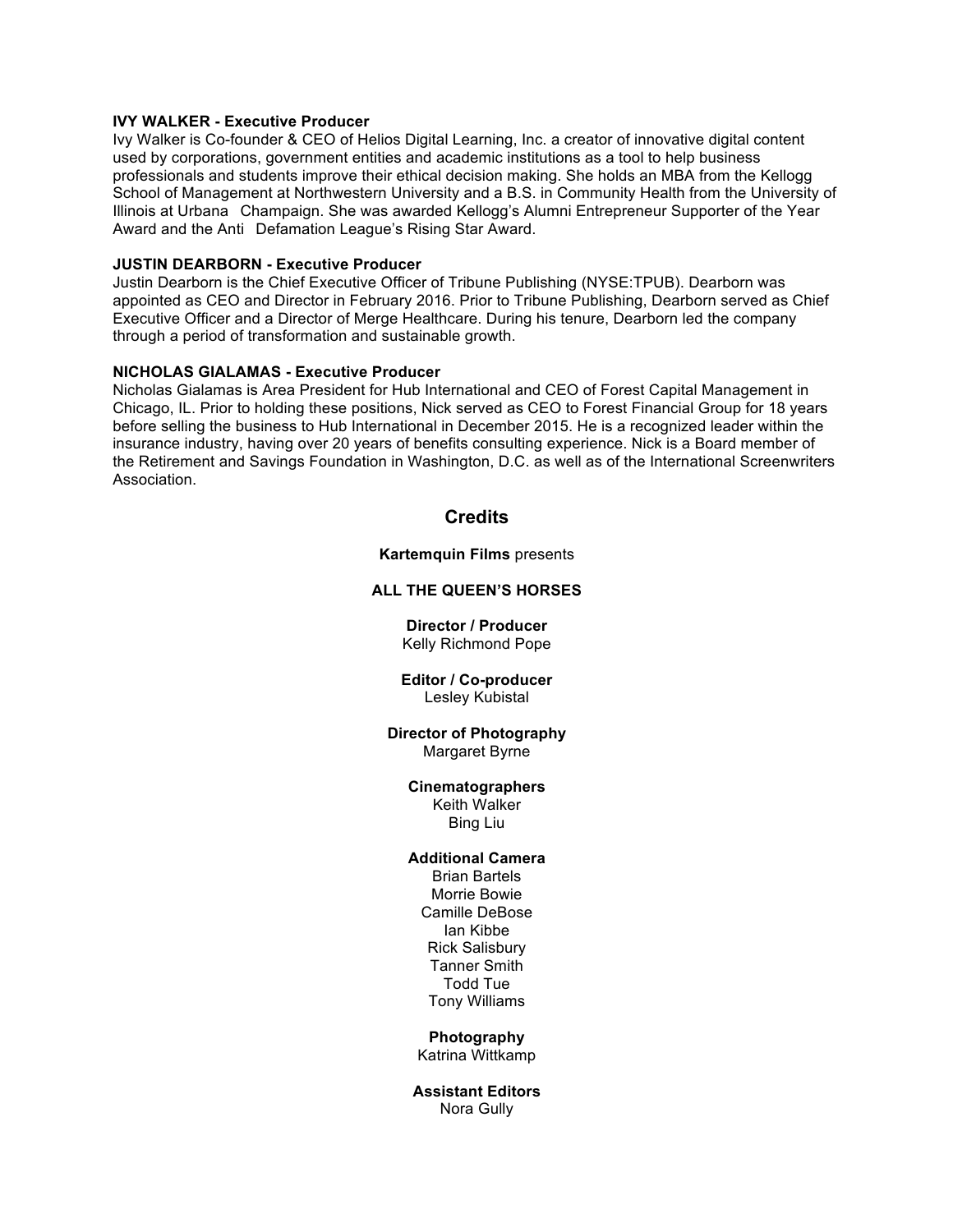**IVY WALKER - Executive Producer**
Ivy Walker is Co-founder & CEO of Helios Digital Learning, Inc. a creator of innovative digital content used by corporations, government entities and academic institutions as a tool to help business professionals and students improve their ethical decision making. She holds an MBA from the Kellogg School of Management at Northwestern University and a B.S. in Community Health from the University of Illinois at Urbana Champaign. She was awarded Kellogg's Alumni Entrepreneur Supporter of the Year Award and the Anti Defamation League's Rising Star Award.

**JUSTIN DEARBORN - Executive Producer**
Justin Dearborn is the Chief Executive Officer of Tribune Publishing (NYSE:TPUB). Dearborn was appointed as CEO and Director in February 2016. Prior to Tribune Publishing, Dearborn served as Chief Executive Officer and a Director of Merge Healthcare. During his tenure, Dearborn led the company through a period of transformation and sustainable growth.

**NICHOLAS GIALAMAS - Executive Producer**
Nicholas Gialamas is Area President for Hub International and CEO of Forest Capital Management in Chicago, IL. Prior to holding these positions, Nick served as CEO to Forest Financial Group for 18 years before selling the business to Hub International in December 2015. He is a recognized leader within the insurance industry, having over 20 years of benefits consulting experience. Nick is a Board member of the Retirement and Savings Foundation in Washington, D.C. as well as of the International Screenwriters Association.

## Credits

**Kartemquin Films** presents

**ALL THE QUEEN'S HORSES**

**Director / Producer**
Kelly Richmond Pope

**Editor / Co-producer**
Lesley Kubistal

**Director of Photography**
Margaret Byrne

**Cinematographers**
Keith Walker
Bing Liu

**Additional Camera**
Brian Bartels
Morrie Bowie
Camille DeBose
Ian Kibbe
Rick Salisbury
Tanner Smith
Todd Tue
Tony Williams

**Photography**
Katrina Wittkamp

**Assistant Editors**
Nora Gully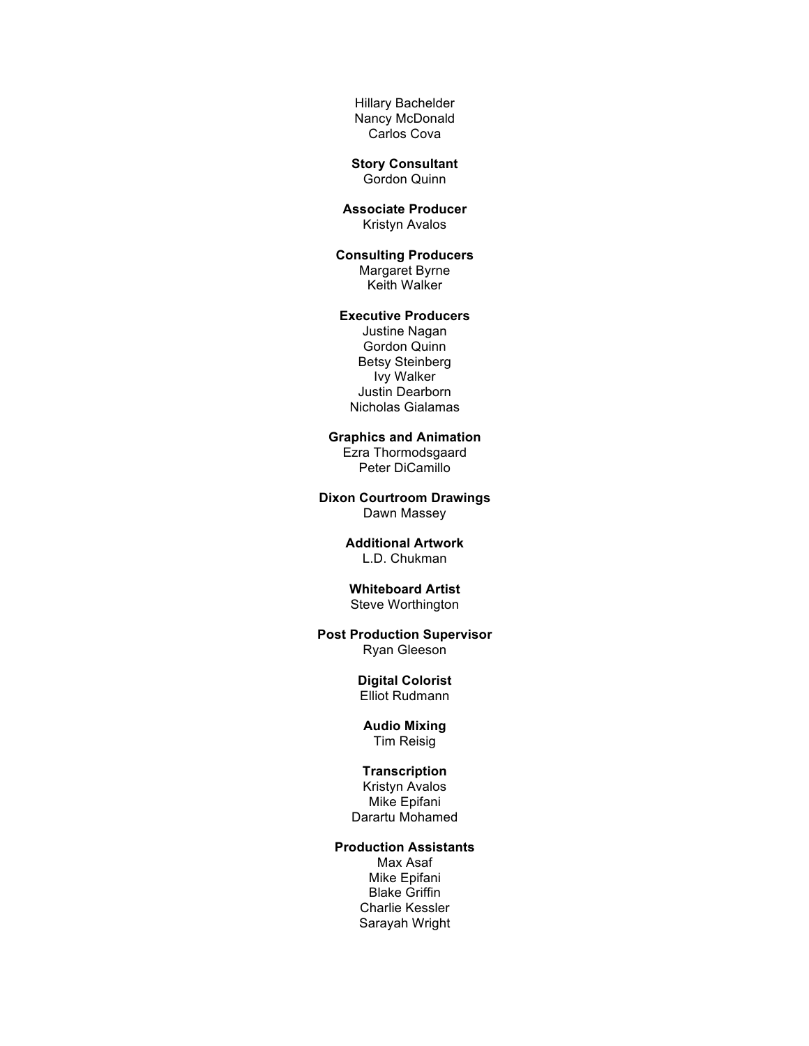Hillary Bachelder
Nancy McDonald
Carlos Cova

**Story Consultant**
Gordon Quinn

**Associate Producer**
Kristyn Avalos

**Consulting Producers**
Margaret Byrne
Keith Walker

**Executive Producers**
Justine Nagan
Gordon Quinn
Betsy Steinberg
Ivy Walker
Justin Dearborn
Nicholas Gialamas

**Graphics and Animation**
Ezra Thormodsgaard
Peter DiCamillo

**Dixon Courtroom Drawings**
Dawn Massey

**Additional Artwork**
L.D. Chukman

**Whiteboard Artist**
Steve Worthington

**Post Production Supervisor**
Ryan Gleeson

**Digital Colorist**
Elliot Rudmann

**Audio Mixing**
Tim Reisig

**Transcription**
Kristyn Avalos
Mike Epifani
Darartu Mohamed

**Production Assistants**
Max Asaf
Mike Epifani
Blake Griffin
Charlie Kessler
Sarayah Wright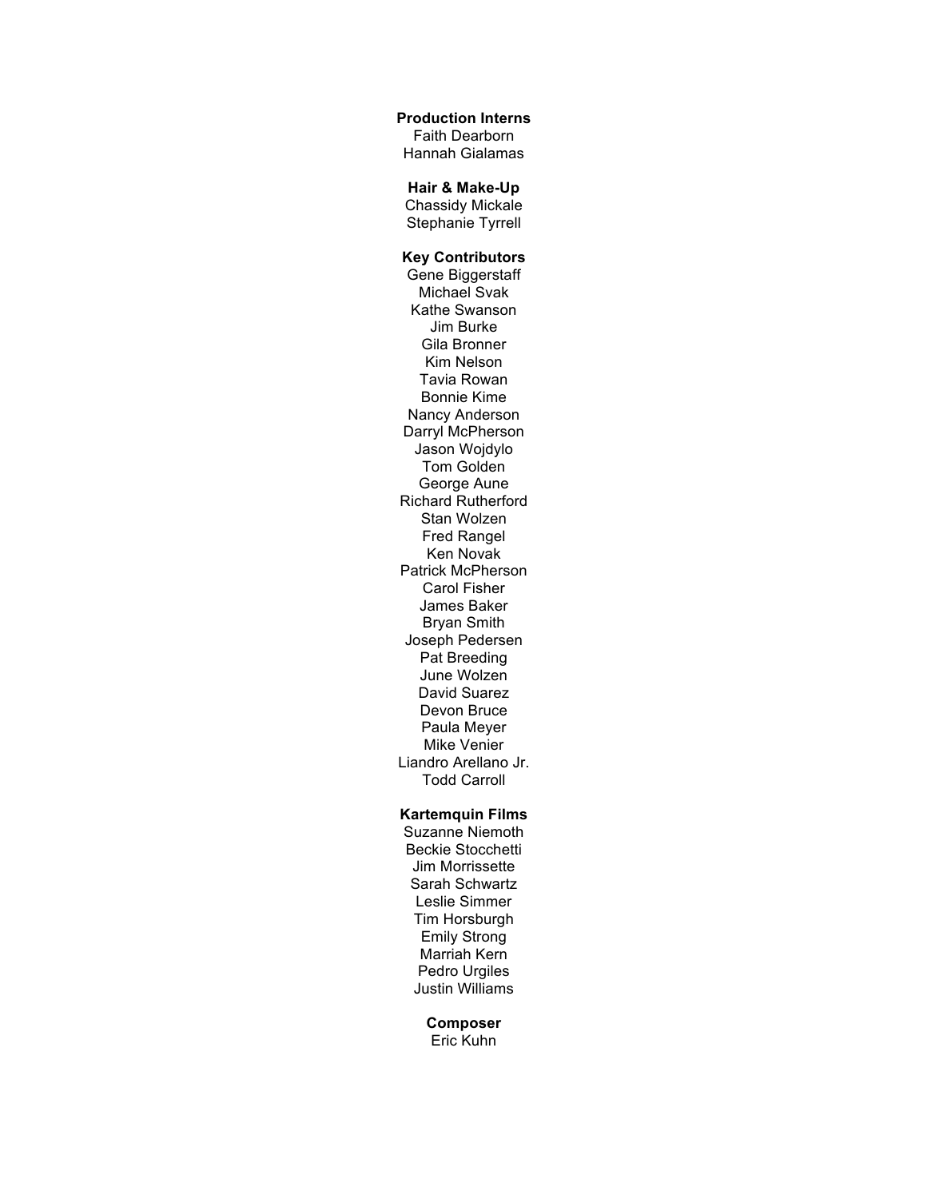**Production Interns**
Faith Dearborn
Hannah Gialamas

**Hair & Make-Up**
Chassidy Mickale
Stephanie Tyrrell

**Key Contributors**
Gene Biggerstaff
Michael Svak
Kathe Swanson
Jim Burke
Gila Bronner
Kim Nelson
Tavia Rowan
Bonnie Kime
Nancy Anderson
Darryl McPherson
Jason Wojdylo
Tom Golden
George Aune
Richard Rutherford
Stan Wolzen
Fred Rangel
Ken Novak
Patrick McPherson
Carol Fisher
James Baker
Bryan Smith
Joseph Pedersen
Pat Breeding
June Wolzen
David Suarez
Devon Bruce
Paula Meyer
Mike Venier
Liandro Arellano Jr.
Todd Carroll

**Kartemquin Films**
Suzanne Niemoth
Beckie Stocchetti
Jim Morrissette
Sarah Schwartz
Leslie Simmer
Tim Horsburgh
Emily Strong
Marriah Kern
Pedro Urgiles
Justin Williams

**Composer**
Eric Kuhn